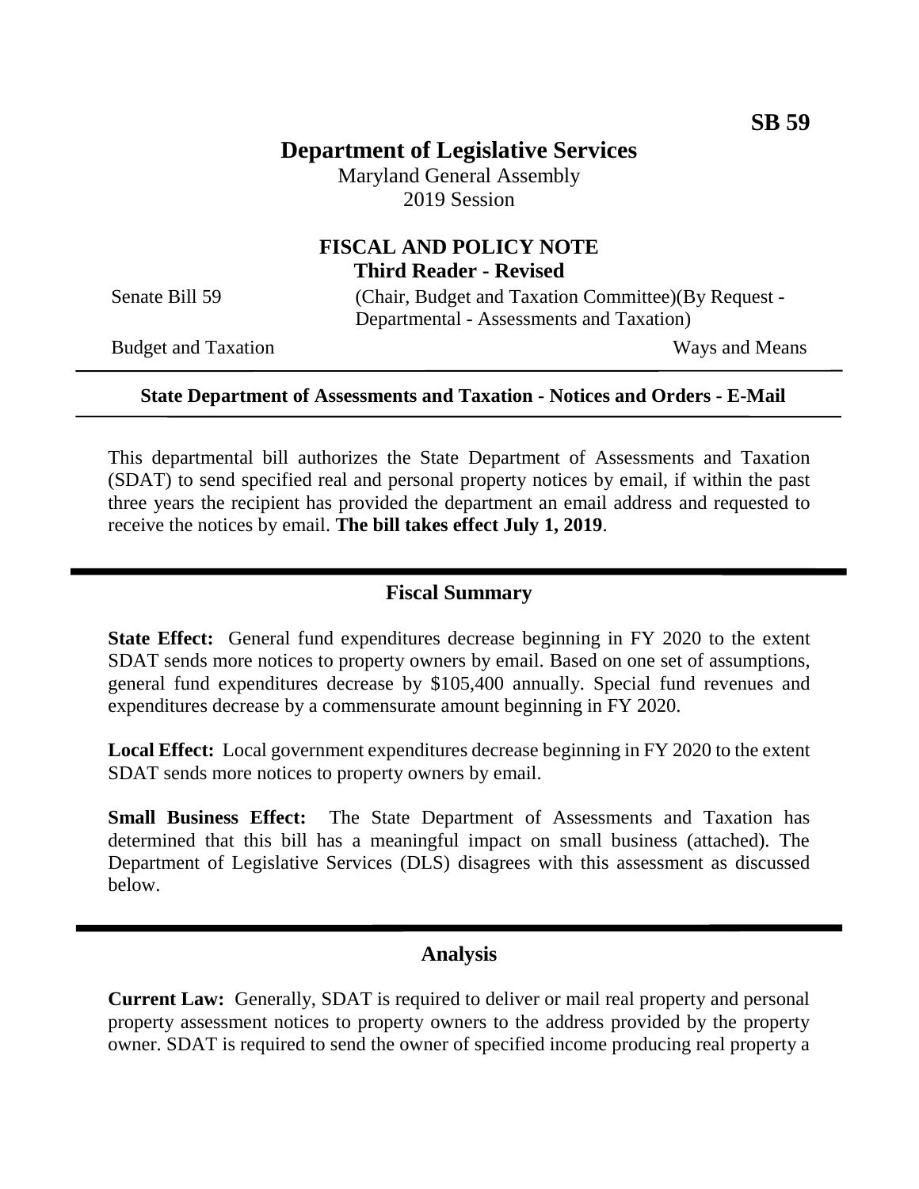# SB 59

# Department of Legislative Services

Maryland General Assembly
2019 Session

## FISCAL AND POLICY NOTE
**Third Reader - Revised**

Senate Bill 59 (Chair, Budget and Taxation Committee)(By Request - Departmental - Assessments and Taxation)

Budget and Taxation Ways and Means

---

**State Department of Assessments and Taxation - Notices and Orders - E-Mail**

---

This departmental bill authorizes the State Department of Assessments and Taxation (SDAT) to send specified real and personal property notices by email, if within the past three years the recipient has provided the department an email address and requested to receive the notices by email. **The bill takes effect July 1, 2019**.

## Fiscal Summary

**State Effect:** General fund expenditures decrease beginning in FY 2020 to the extent SDAT sends more notices to property owners by email. Based on one set of assumptions, general fund expenditures decrease by $105,400 annually. Special fund revenues and expenditures decrease by a commensurate amount beginning in FY 2020.

**Local Effect:** Local government expenditures decrease beginning in FY 2020 to the extent SDAT sends more notices to property owners by email.

**Small Business Effect:** The State Department of Assessments and Taxation has determined that this bill has a meaningful impact on small business (attached). The Department of Legislative Services (DLS) disagrees with this assessment as discussed below.

## Analysis

**Current Law:** Generally, SDAT is required to deliver or mail real property and personal property assessment notices to property owners to the address provided by the property owner. SDAT is required to send the owner of specified income producing real property a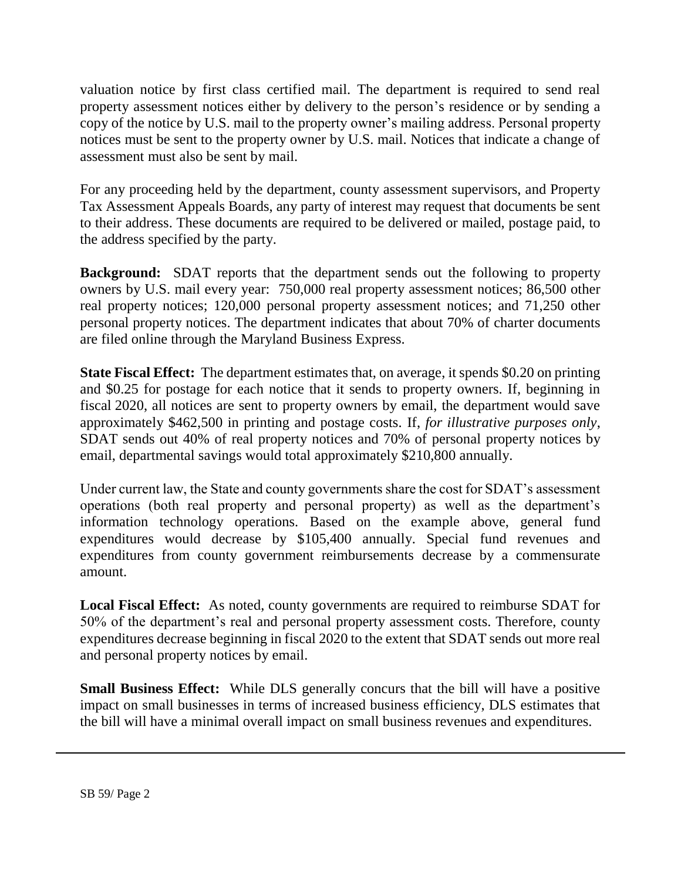valuation notice by first class certified mail. The department is required to send real property assessment notices either by delivery to the person's residence or by sending a copy of the notice by U.S. mail to the property owner's mailing address. Personal property notices must be sent to the property owner by U.S. mail. Notices that indicate a change of assessment must also be sent by mail.

For any proceeding held by the department, county assessment supervisors, and Property Tax Assessment Appeals Boards, any party of interest may request that documents be sent to their address. These documents are required to be delivered or mailed, postage paid, to the address specified by the party.

**Background:** SDAT reports that the department sends out the following to property owners by U.S. mail every year: 750,000 real property assessment notices; 86,500 other real property notices; 120,000 personal property assessment notices; and 71,250 other personal property notices. The department indicates that about 70% of charter documents are filed online through the Maryland Business Express.

**State Fiscal Effect:** The department estimates that, on average, it spends $0.20 on printing and $0.25 for postage for each notice that it sends to property owners. If, beginning in fiscal 2020, all notices are sent to property owners by email, the department would save approximately $462,500 in printing and postage costs. If, *for illustrative purposes only*, SDAT sends out 40% of real property notices and 70% of personal property notices by email, departmental savings would total approximately $210,800 annually.

Under current law, the State and county governments share the cost for SDAT's assessment operations (both real property and personal property) as well as the department's information technology operations. Based on the example above, general fund expenditures would decrease by $105,400 annually. Special fund revenues and expenditures from county government reimbursements decrease by a commensurate amount.

**Local Fiscal Effect:** As noted, county governments are required to reimburse SDAT for 50% of the department's real and personal property assessment costs. Therefore, county expenditures decrease beginning in fiscal 2020 to the extent that SDAT sends out more real and personal property notices by email.

**Small Business Effect:** While DLS generally concurs that the bill will have a positive impact on small businesses in terms of increased business efficiency, DLS estimates that the bill will have a minimal overall impact on small business revenues and expenditures.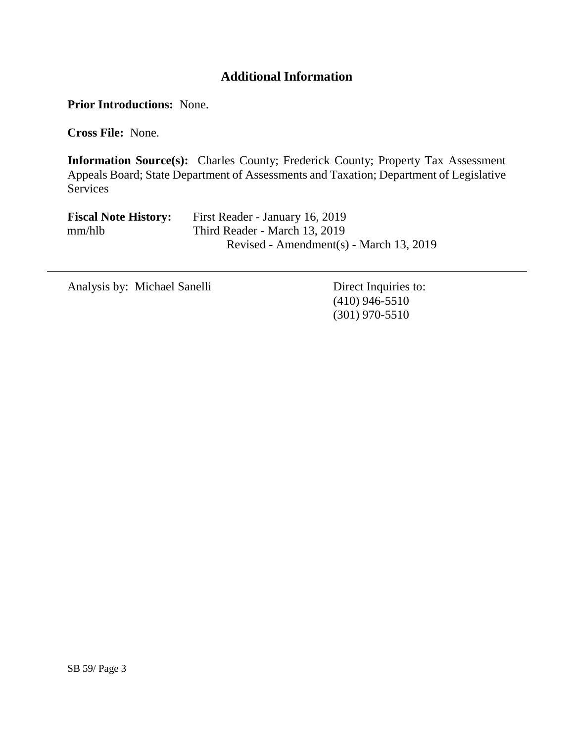## Additional Information

**Prior Introductions:** None.

**Cross File:** None.

**Information Source(s):** Charles County; Frederick County; Property Tax Assessment Appeals Board; State Department of Assessments and Taxation; Department of Legislative Services

| | |
|---|---|
| **Fiscal Note History:** | First Reader - January 16, 2019 |
| mm/hlb | Third Reader - March 13, 2019 |
| | Revised - Amendment(s) - March 13, 2019 |

---

Analysis by: Michael Sanelli

Direct Inquiries to:
(410) 946-5510
(301) 970-5510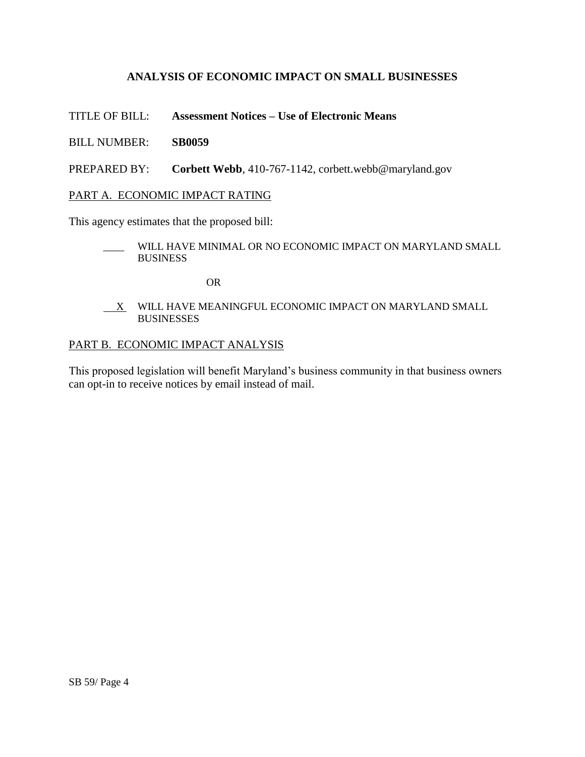**ANALYSIS OF ECONOMIC IMPACT ON SMALL BUSINESSES**

TITLE OF BILL: **Assessment Notices – Use of Electronic Means**

BILL NUMBER: **SB0059**

PREPARED BY: **Corbett Webb**, 410-767-1142, corbett.webb@maryland.gov

PART A. ECONOMIC IMPACT RATING

This agency estimates that the proposed bill:

____ WILL HAVE MINIMAL OR NO ECONOMIC IMPACT ON MARYLAND SMALL BUSINESS

OR

X WILL HAVE MEANINGFUL ECONOMIC IMPACT ON MARYLAND SMALL BUSINESSES

PART B. ECONOMIC IMPACT ANALYSIS

This proposed legislation will benefit Maryland's business community in that business owners can opt-in to receive notices by email instead of mail.